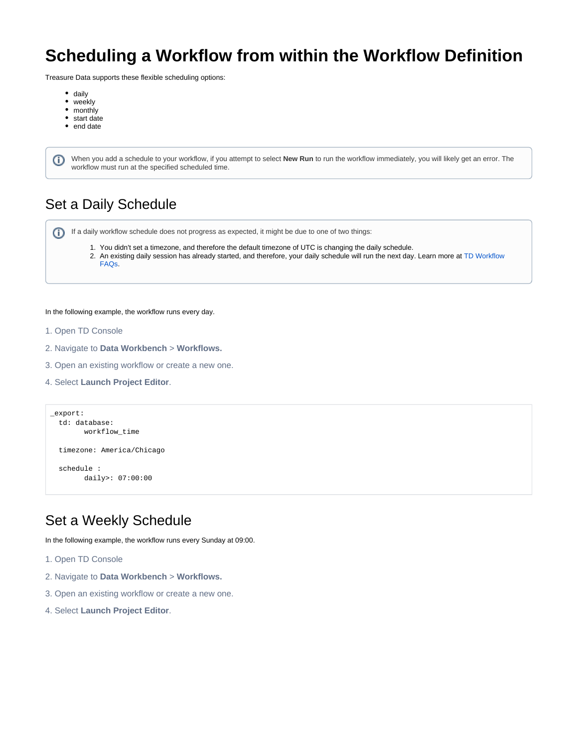# Scheduling a Workflow from within the Workflow Definition

Treasure Data supports these flexible scheduling options:

- daily
- weekly
- monthly
- start date
- end date

> When you add a schedule to your workflow, if you attempt to select **New Run** to run the workflow immediately, you will likely get an error. The workflow must run at the specified scheduled time.

## Set a Daily Schedule

> If a daily workflow schedule does not progress as expected, it might be due to one of two things:
>
> 1. You didn't set a timezone, and therefore the default timezone of UTC is changing the daily schedule.
> 2. An existing daily session has already started, and therefore, your daily schedule will run the next day. Learn more at TD Workflow FAQs.

In the following example, the workflow runs every day.

1. Open TD Console
2. Navigate to **Data Workbench** > **Workflows.**
3. Open an existing workflow or create a new one.
4. Select **Launch Project Editor**.

```
_export:
  td: database:
        workflow_time

  timezone: America/Chicago

  schedule :
        daily>: 07:00:00
```

## Set a Weekly Schedule

In the following example, the workflow runs every Sunday at 09:00.

1. Open TD Console
2. Navigate to **Data Workbench** > **Workflows.**
3. Open an existing workflow or create a new one.
4. Select **Launch Project Editor**.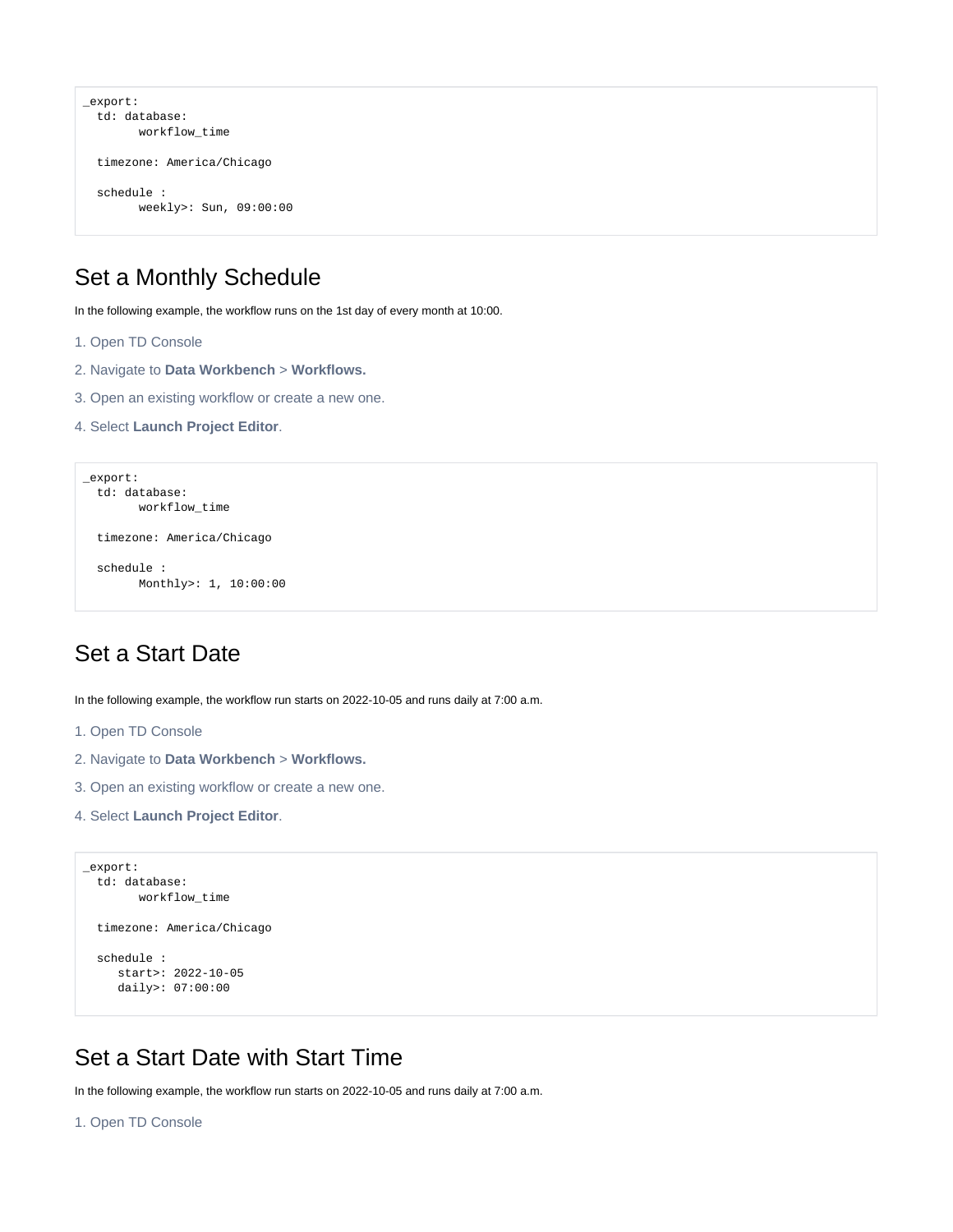```
_export:
  td: database:
        workflow_time

  timezone: America/Chicago

  schedule :
        weekly>: Sun, 09:00:00
```

## Set a Monthly Schedule

In the following example, the workflow runs on the 1st day of every month at 10:00.

1. Open TD Console
2. Navigate to **Data Workbench** > **Workflows.**
3. Open an existing workflow or create a new one.
4. Select **Launch Project Editor**.

```
_export:
  td: database:
        workflow_time

  timezone: America/Chicago

  schedule :
        Monthly>: 1, 10:00:00
```

## Set a Start Date

In the following example, the workflow run starts on 2022-10-05 and runs daily at 7:00 a.m.

1. Open TD Console
2. Navigate to **Data Workbench** > **Workflows.**
3. Open an existing workflow or create a new one.
4. Select **Launch Project Editor**.

```
_export:
  td: database:
        workflow_time

  timezone: America/Chicago

  schedule :
     start>: 2022-10-05
     daily>: 07:00:00
```

## Set a Start Date with Start Time

In the following example, the workflow run starts on 2022-10-05 and runs daily at 7:00 a.m.

1. Open TD Console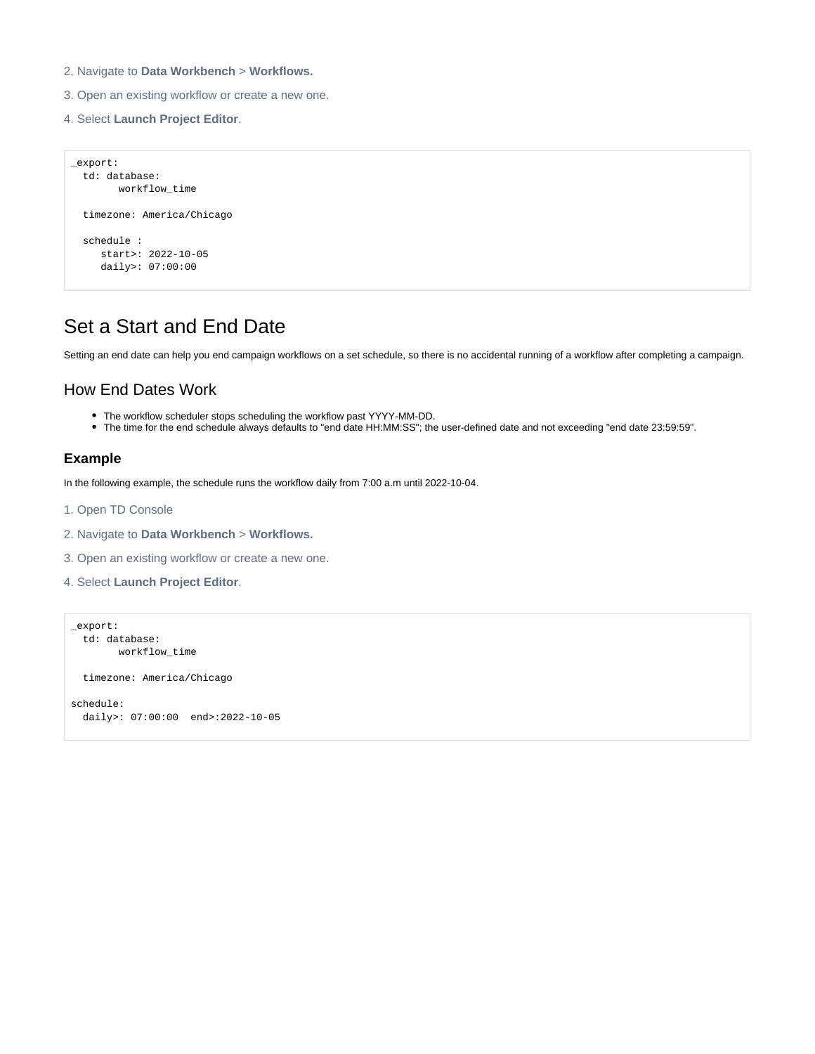2. Navigate to **Data Workbench** > **Workflows.**

3. Open an existing workflow or create a new one.

4. Select **Launch Project Editor**.

```
_export:
  td: database:
        workflow_time

  timezone: America/Chicago

  schedule :
     start>: 2022-10-05
     daily>: 07:00:00
```

# Set a Start and End Date

Setting an end date can help you end campaign workflows on a set schedule, so there is no accidental running of a workflow after completing a campaign.

## How End Dates Work

- The workflow scheduler stops scheduling the workflow past YYYY-MM-DD.
- The time for the end schedule always defaults to "end date HH:MM:SS"; the user-defined date and not exceeding "end date 23:59:59".

### Example

In the following example, the schedule runs the workflow daily from 7:00 a.m until 2022-10-04.

1. Open TD Console

2. Navigate to **Data Workbench** > **Workflows.**

3. Open an existing workflow or create a new one.

4. Select **Launch Project Editor**.

```
_export:
  td: database:
        workflow_time

  timezone: America/Chicago

schedule:
  daily>: 07:00:00  end>:2022-10-05
```